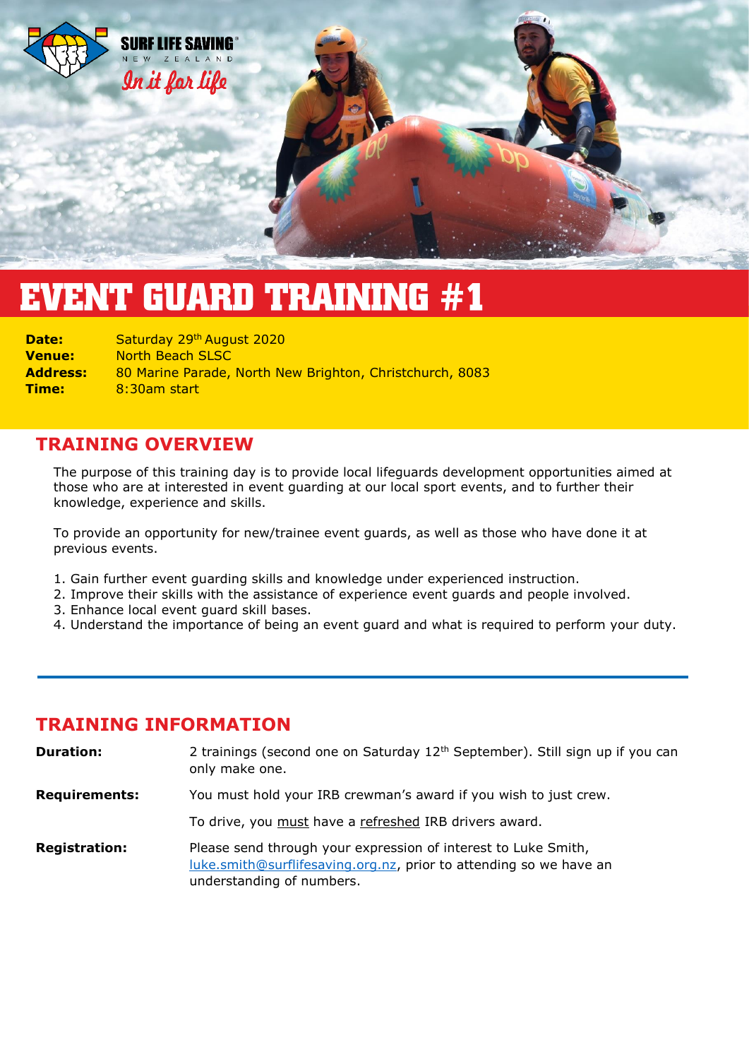SURF LIFE SAVING NEW ZEALAND

*In it for life*

# EVENT GUARD TRAINING #1

**Date:** Saturday 29th August 2020
**Venue:** North Beach SLSC
**Address:** 80 Marine Parade, North New Brighton, Christchurch, 8083
**Time:** 8:30am start

## TRAINING OVERVIEW

The purpose of this training day is to provide local lifeguards development opportunities aimed at those who are at interested in event guarding at our local sport events, and to further their knowledge, experience and skills.

To provide an opportunity for new/trainee event guards, as well as those who have done it at previous events.

1. Gain further event guarding skills and knowledge under experienced instruction.
2. Improve their skills with the assistance of experience event guards and people involved.
3. Enhance local event guard skill bases.
4. Understand the importance of being an event guard and what is required to perform your duty.

---

## TRAINING INFORMATION

**Duration:** 2 trainings (second one on Saturday 12th September). Still sign up if you can only make one.

**Requirements:** You must hold your IRB crewman's award if you wish to just crew.

To drive, you <u>must</u> have a <u>refreshed</u> IRB drivers award.

**Registration:** Please send through your expression of interest to Luke Smith, luke.smith@surflifesaving.org.nz, prior to attending so we have an understanding of numbers.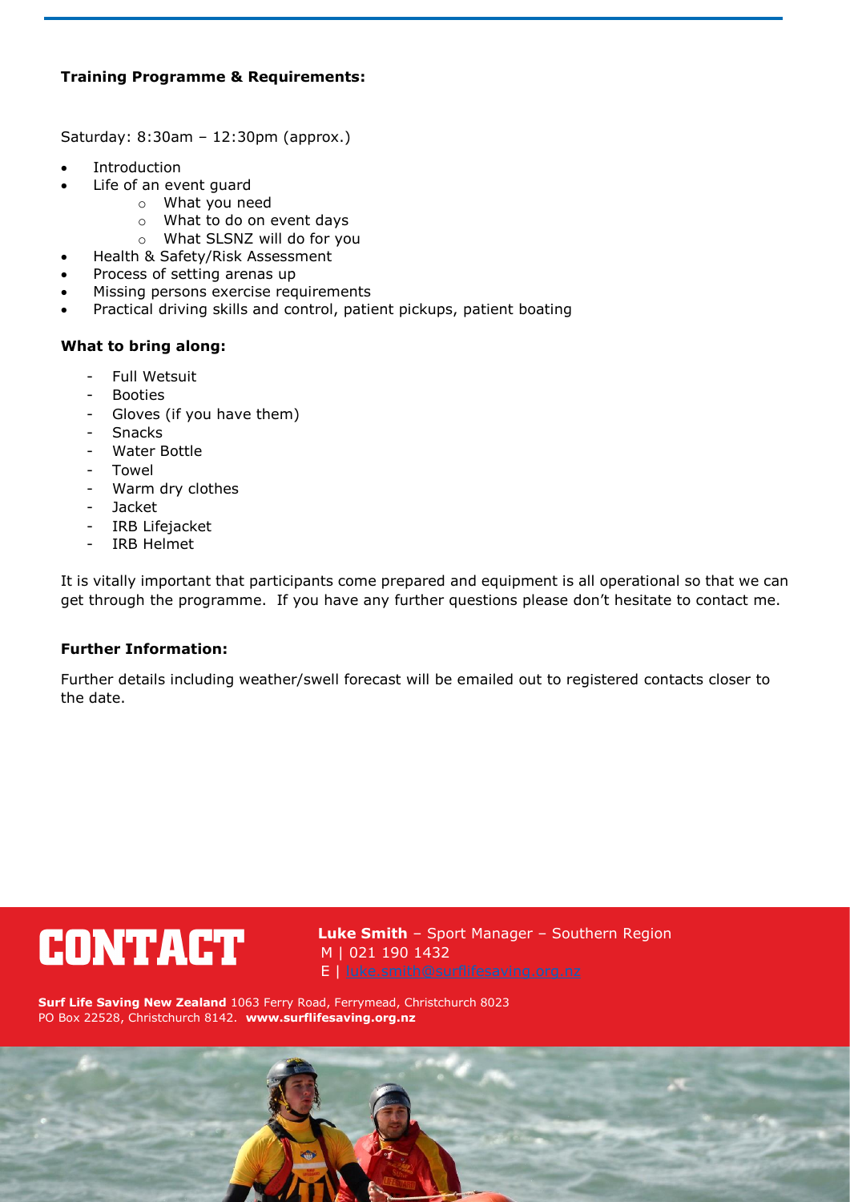**Training Programme & Requirements:**

Saturday: 8:30am – 12:30pm (approx.)

- Introduction
- Life of an event guard
  - What you need
  - What to do on event days
  - What SLSNZ will do for you
- Health & Safety/Risk Assessment
- Process of setting arenas up
- Missing persons exercise requirements
- Practical driving skills and control, patient pickups, patient boating

**What to bring along:**

- Full Wetsuit
- Booties
- Gloves (if you have them)
- Snacks
- Water Bottle
- Towel
- Warm dry clothes
- Jacket
- IRB Lifejacket
- IRB Helmet

It is vitally important that participants come prepared and equipment is all operational so that we can get through the programme. If you have any further questions please don't hesitate to contact me.

**Further Information:**

Further details including weather/swell forecast will be emailed out to registered contacts closer to the date.

# CONTACT

**Luke Smith** – Sport Manager – Southern Region
M | 021 190 1432
E | luke.smith@surflifesaving.org.nz

**Surf Life Saving New Zealand** 1063 Ferry Road, Ferrymead, Christchurch 8023
PO Box 22528, Christchurch 8142. **www.surflifesaving.org.nz**